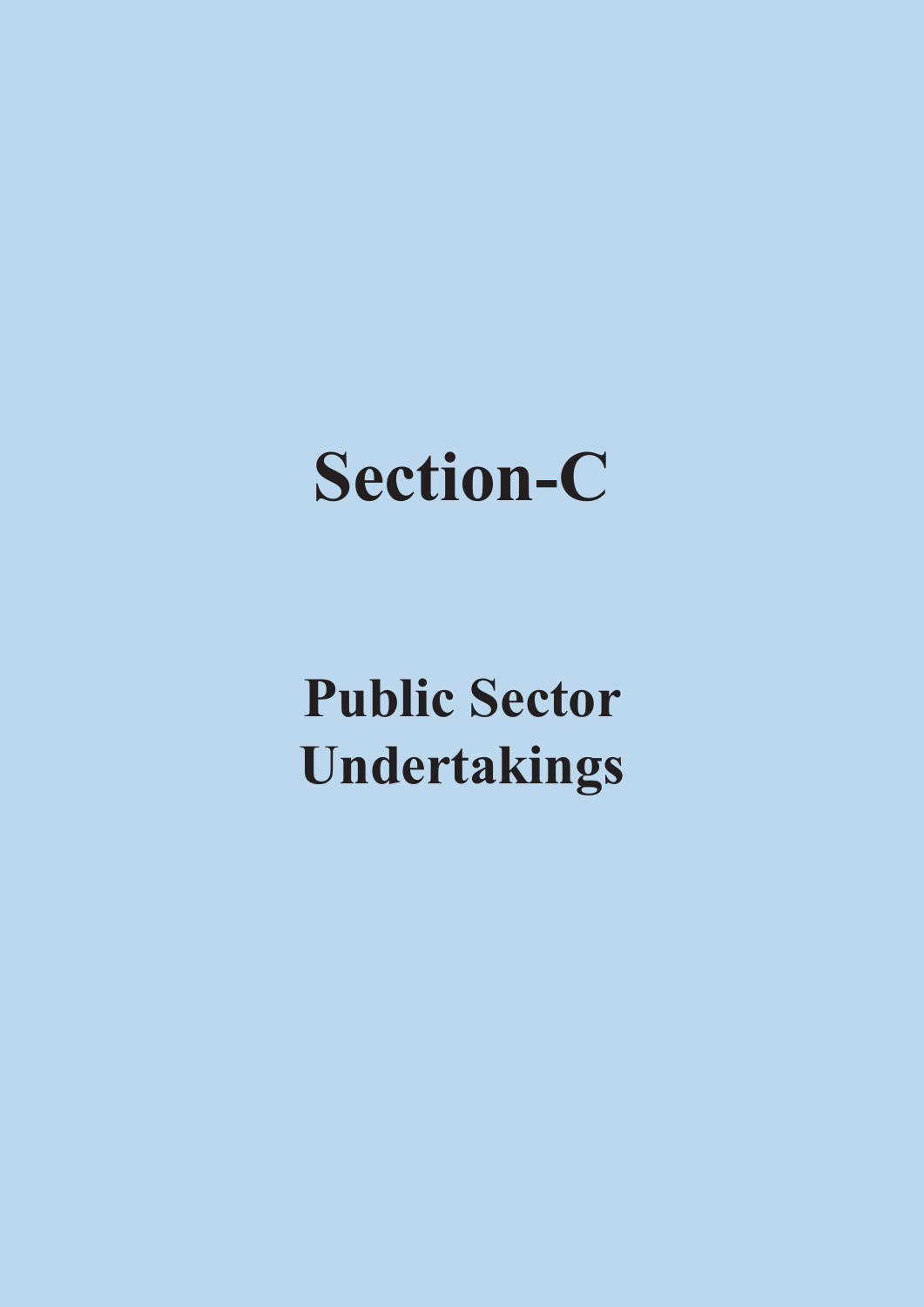# Section-C

## Public Sector Undertakings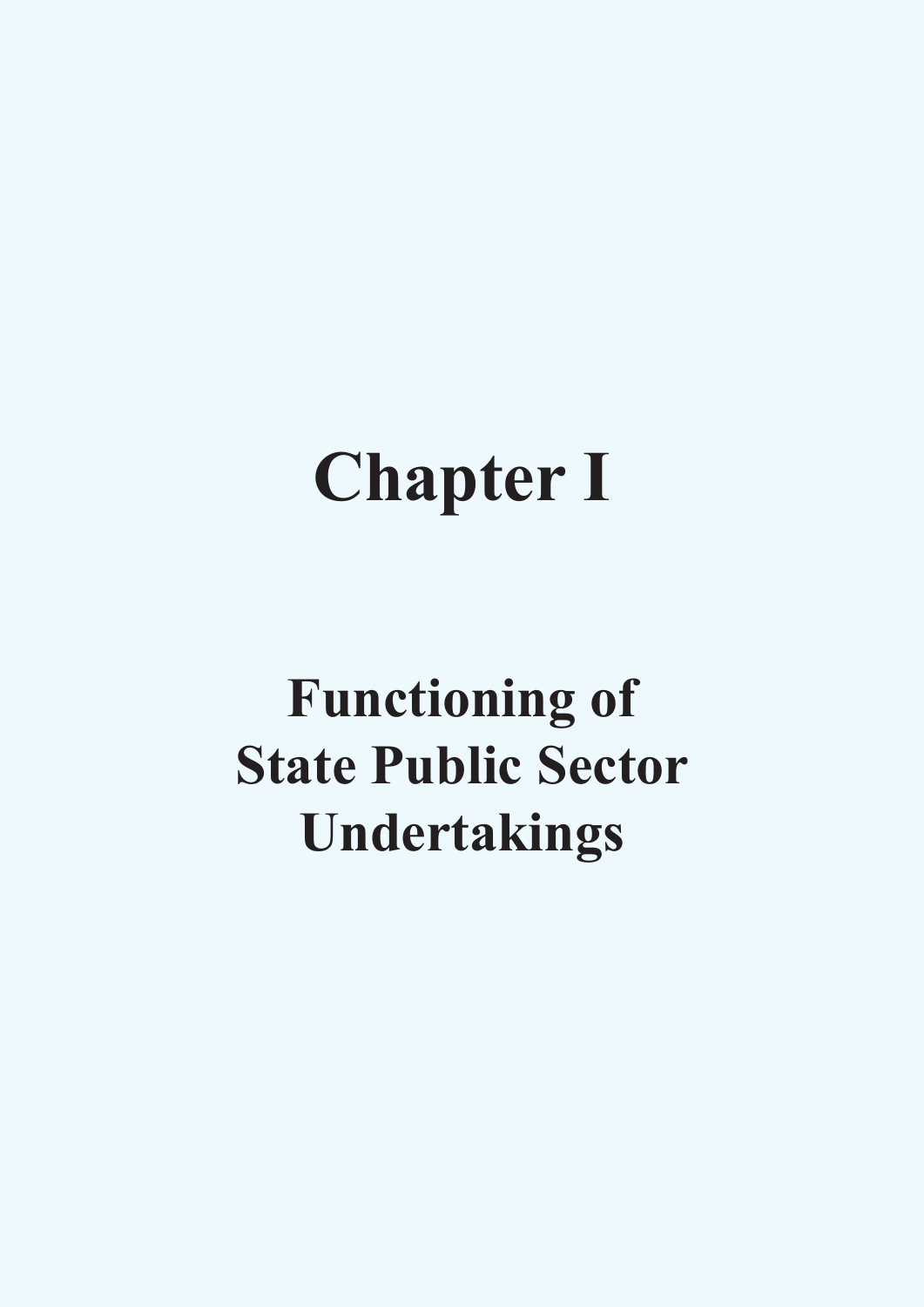# Chapter I

## Functioning of State Public Sector Undertakings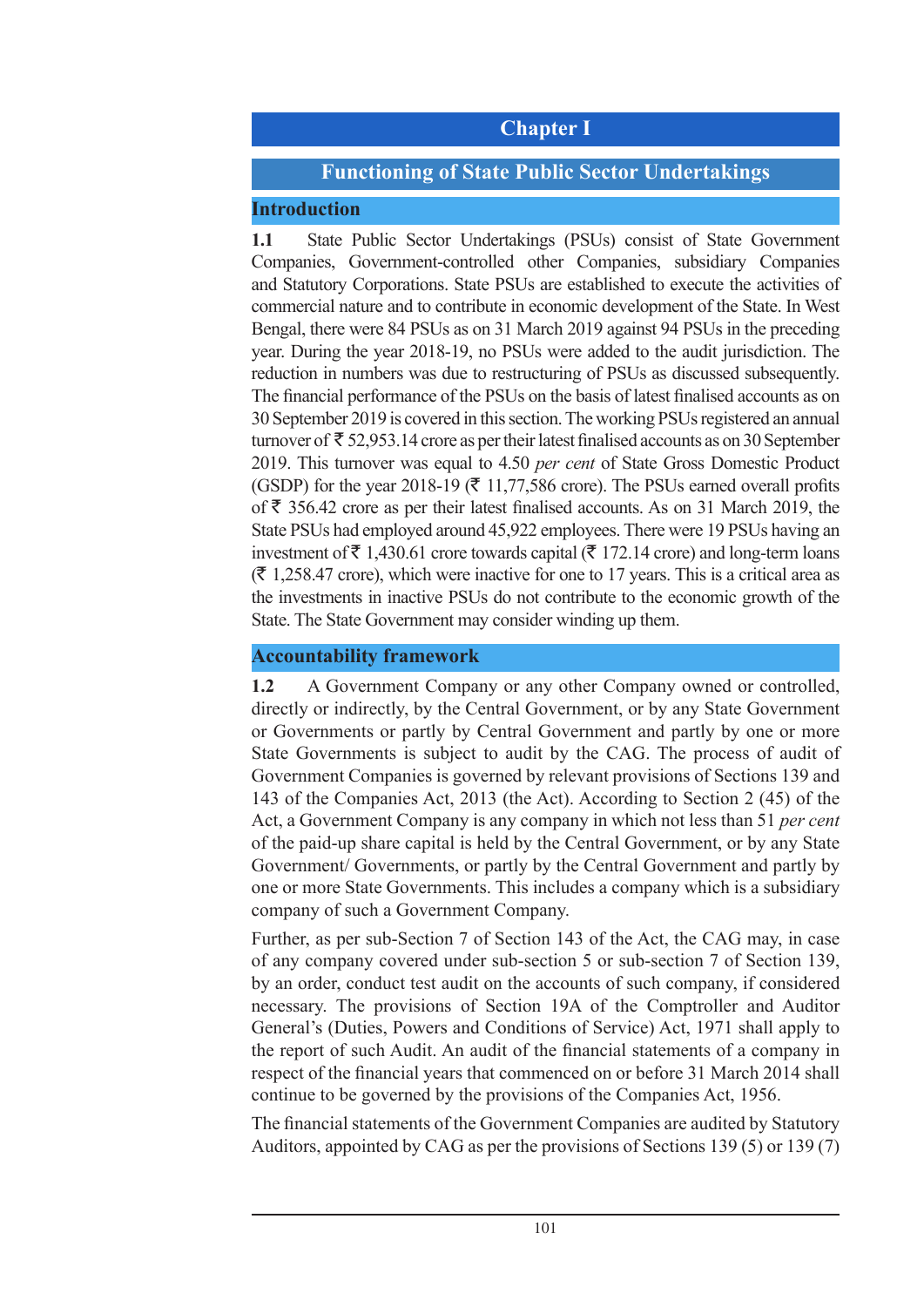# Chapter I

## Functioning of State Public Sector Undertakings

### Introduction

**1.1** State Public Sector Undertakings (PSUs) consist of State Government Companies, Government-controlled other Companies, subsidiary Companies and Statutory Corporations. State PSUs are established to execute the activities of commercial nature and to contribute in economic development of the State. In West Bengal, there were 84 PSUs as on 31 March 2019 against 94 PSUs in the preceding year. During the year 2018-19, no PSUs were added to the audit jurisdiction. The reduction in numbers was due to restructuring of PSUs as discussed subsequently. The financial performance of the PSUs on the basis of latest finalised accounts as on 30 September 2019 is covered in this section. The working PSUs registered an annual turnover of ₹ 52,953.14 crore as per their latest finalised accounts as on 30 September 2019. This turnover was equal to 4.50 *per cent* of State Gross Domestic Product (GSDP) for the year 2018-19 (₹ 11,77,586 crore). The PSUs earned overall profits of ₹ 356.42 crore as per their latest finalised accounts. As on 31 March 2019, the State PSUs had employed around 45,922 employees. There were 19 PSUs having an investment of ₹ 1,430.61 crore towards capital (₹ 172.14 crore) and long-term loans (₹ 1,258.47 crore), which were inactive for one to 17 years. This is a critical area as the investments in inactive PSUs do not contribute to the economic growth of the State. The State Government may consider winding up them.

### Accountability framework

**1.2** A Government Company or any other Company owned or controlled, directly or indirectly, by the Central Government, or by any State Government or Governments or partly by Central Government and partly by one or more State Governments is subject to audit by the CAG. The process of audit of Government Companies is governed by relevant provisions of Sections 139 and 143 of the Companies Act, 2013 (the Act). According to Section 2 (45) of the Act, a Government Company is any company in which not less than 51 *per cent* of the paid-up share capital is held by the Central Government, or by any State Government/ Governments, or partly by the Central Government and partly by one or more State Governments. This includes a company which is a subsidiary company of such a Government Company.

Further, as per sub-Section 7 of Section 143 of the Act, the CAG may, in case of any company covered under sub-section 5 or sub-section 7 of Section 139, by an order, conduct test audit on the accounts of such company, if considered necessary. The provisions of Section 19A of the Comptroller and Auditor General's (Duties, Powers and Conditions of Service) Act, 1971 shall apply to the report of such Audit. An audit of the financial statements of a company in respect of the financial years that commenced on or before 31 March 2014 shall continue to be governed by the provisions of the Companies Act, 1956.

The financial statements of the Government Companies are audited by Statutory Auditors, appointed by CAG as per the provisions of Sections 139 (5) or 139 (7)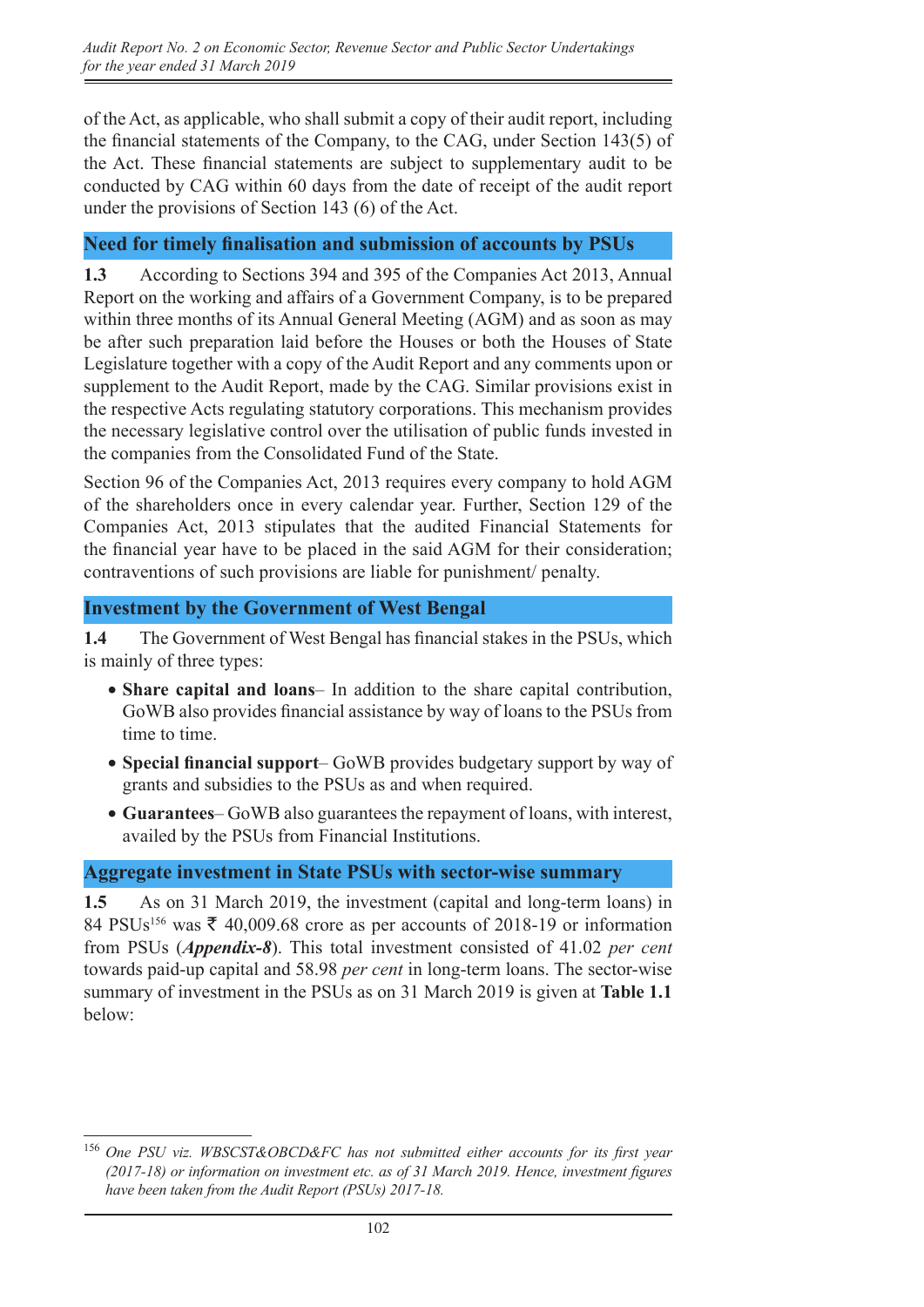of the Act, as applicable, who shall submit a copy of their audit report, including the financial statements of the Company, to the CAG, under Section 143(5) of the Act. These financial statements are subject to supplementary audit to be conducted by CAG within 60 days from the date of receipt of the audit report under the provisions of Section 143 (6) of the Act.

## Need for timely finalisation and submission of accounts by PSUs

**1.3** According to Sections 394 and 395 of the Companies Act 2013, Annual Report on the working and affairs of a Government Company, is to be prepared within three months of its Annual General Meeting (AGM) and as soon as may be after such preparation laid before the Houses or both the Houses of State Legislature together with a copy of the Audit Report and any comments upon or supplement to the Audit Report, made by the CAG. Similar provisions exist in the respective Acts regulating statutory corporations. This mechanism provides the necessary legislative control over the utilisation of public funds invested in the companies from the Consolidated Fund of the State.

Section 96 of the Companies Act, 2013 requires every company to hold AGM of the shareholders once in every calendar year. Further, Section 129 of the Companies Act, 2013 stipulates that the audited Financial Statements for the financial year have to be placed in the said AGM for their consideration; contraventions of such provisions are liable for punishment/ penalty.

## Investment by the Government of West Bengal

**1.4** The Government of West Bengal has financial stakes in the PSUs, which is mainly of three types:

- **Share capital and loans**– In addition to the share capital contribution, GoWB also provides financial assistance by way of loans to the PSUs from time to time.
- **Special financial support**– GoWB provides budgetary support by way of grants and subsidies to the PSUs as and when required.
- **Guarantees**– GoWB also guarantees the repayment of loans, with interest, availed by the PSUs from Financial Institutions.

## Aggregate investment in State PSUs with sector-wise summary

**1.5** As on 31 March 2019, the investment (capital and long-term loans) in 84 PSUs[156] was ₹ 40,009.68 crore as per accounts of 2018-19 or information from PSUs (***Appendix-8***). This total investment consisted of 41.02 *per cent* towards paid-up capital and 58.98 *per cent* in long-term loans. The sector-wise summary of investment in the PSUs as on 31 March 2019 is given at **Table 1.1** below:

[156] *One PSU viz. WBSCST&OBCD&FC has not submitted either accounts for its first year (2017-18) or information on investment etc. as of 31 March 2019. Hence, investment figures have been taken from the Audit Report (PSUs) 2017-18.*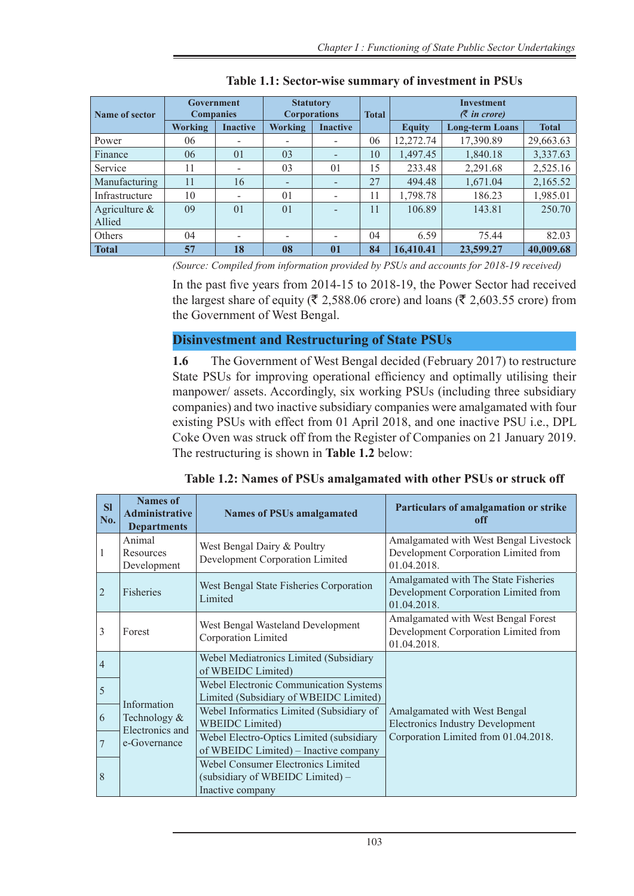**Table 1.1: Sector-wise summary of investment in PSUs**

| Name of sector | Government Companies | | Statutory Corporations | | Total | Investment (₹ *in crore*) | | |
|---|---|---|---|---|---|---|---|---|
| | Working | Inactive | Working | Inactive | | Equity | Long-term Loans | Total |
| Power | 06 | - | - | - | 06 | 12,272.74 | 17,390.89 | 29,663.63 |
| Finance | 06 | 01 | 03 | - | 10 | 1,497.45 | 1,840.18 | 3,337.63 |
| Service | 11 | - | 03 | 01 | 15 | 233.48 | 2,291.68 | 2,525.16 |
| Manufacturing | 11 | 16 | - | - | 27 | 494.48 | 1,671.04 | 2,165.52 |
| Infrastructure | 10 | - | 01 | - | 11 | 1,798.78 | 186.23 | 1,985.01 |
| Agriculture & Allied | 09 | 01 | 01 | - | 11 | 106.89 | 143.81 | 250.70 |
| Others | 04 | - | - | - | 04 | 6.59 | 75.44 | 82.03 |
| **Total** | **57** | **18** | **08** | **01** | **84** | **16,410.41** | **23,599.27** | **40,009.68** |

*(Source: Compiled from information provided by PSUs and accounts for 2018-19 received)*

In the past five years from 2014-15 to 2018-19, the Power Sector had received the largest share of equity (₹ 2,588.06 crore) and loans (₹ 2,603.55 crore) from the Government of West Bengal.

## Disinvestment and Restructuring of State PSUs

**1.6** The Government of West Bengal decided (February 2017) to restructure State PSUs for improving operational efficiency and optimally utilising their manpower/ assets. Accordingly, six working PSUs (including three subsidiary companies) and two inactive subsidiary companies were amalgamated with four existing PSUs with effect from 01 April 2018, and one inactive PSU i.e., DPL Coke Oven was struck off from the Register of Companies on 21 January 2019. The restructuring is shown in **Table 1.2** below:

**Table 1.2: Names of PSUs amalgamated with other PSUs or struck off**

| Sl No. | Names of Administrative Departments | Names of PSUs amalgamated | Particulars of amalgamation or strike off |
|---|---|---|---|
| 1 | Animal Resources Development | West Bengal Dairy & Poultry Development Corporation Limited | Amalgamated with West Bengal Livestock Development Corporation Limited from 01.04.2018. |
| 2 | Fisheries | West Bengal State Fisheries Corporation Limited | Amalgamated with The State Fisheries Development Corporation Limited from 01.04.2018. |
| 3 | Forest | West Bengal Wasteland Development Corporation Limited | Amalgamated with West Bengal Forest Development Corporation Limited from 01.04.2018. |
| 4 | Information Technology & Electronics and e-Governance | Webel Mediatronics Limited (Subsidiary of WBEIDC Limited) | Amalgamated with West Bengal Electronics Industry Development Corporation Limited from 01.04.2018. |
| 5 | | Webel Electronic Communication Systems Limited (Subsidiary of WBEIDC Limited) | |
| 6 | | Webel Informatics Limited (Subsidiary of WBEIDC Limited) | |
| 7 | | Webel Electro-Optics Limited (subsidiary of WBEIDC Limited) – Inactive company | |
| 8 | | Webel Consumer Electronics Limited (subsidiary of WBEIDC Limited) – Inactive company | |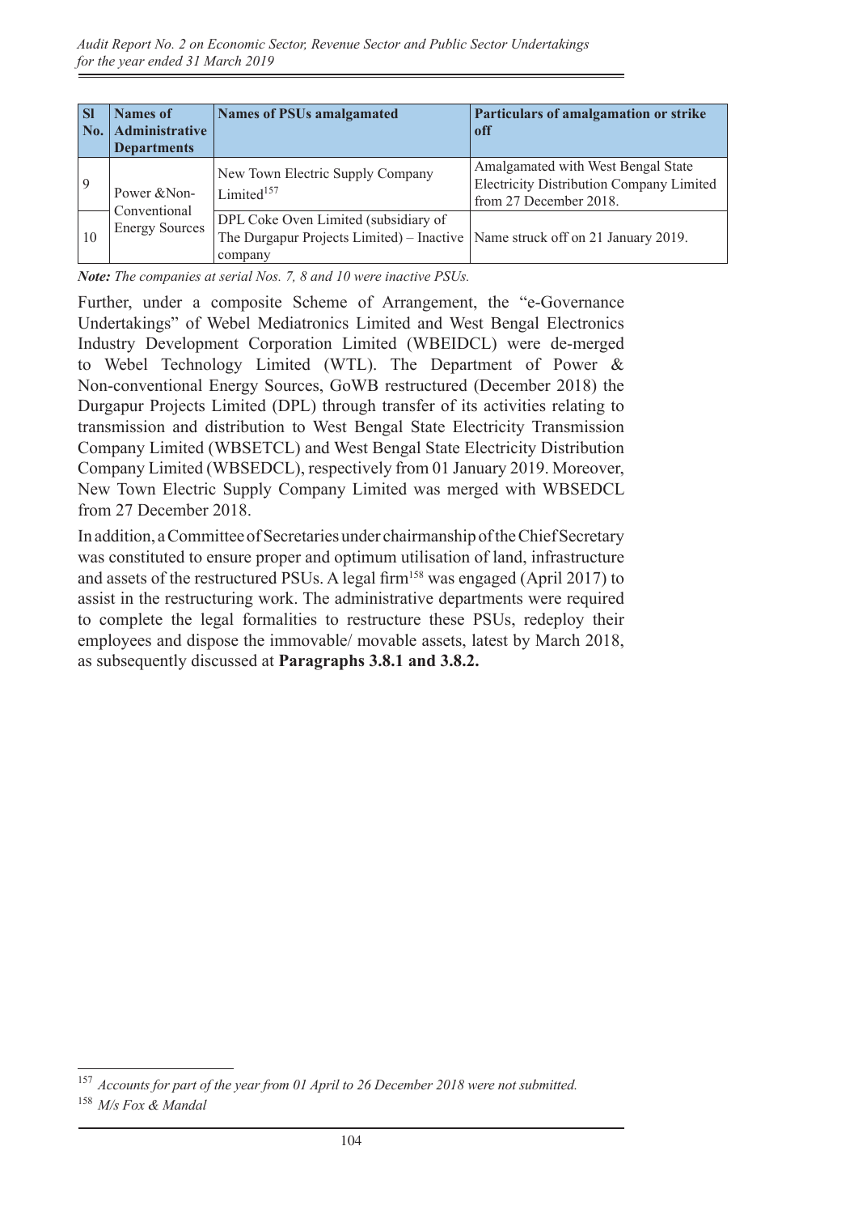| Sl No. | Names of Administrative Departments | Names of PSUs amalgamated | Particulars of amalgamation or strike off |
|---|---|---|---|
| 9 | Power &Non-Conventional Energy Sources | New Town Electric Supply Company Limited[157] | Amalgamated with West Bengal State Electricity Distribution Company Limited from 27 December 2018. |
| 10 | | DPL Coke Oven Limited (subsidiary of The Durgapur Projects Limited) – Inactive company | Name struck off on 21 January 2019. |

***Note:*** *The companies at serial Nos. 7, 8 and 10 were inactive PSUs.*

Further, under a composite Scheme of Arrangement, the "e-Governance Undertakings" of Webel Mediatronics Limited and West Bengal Electronics Industry Development Corporation Limited (WBEIDCL) were de-merged to Webel Technology Limited (WTL). The Department of Power & Non-conventional Energy Sources, GoWB restructured (December 2018) the Durgapur Projects Limited (DPL) through transfer of its activities relating to transmission and distribution to West Bengal State Electricity Transmission Company Limited (WBSETCL) and West Bengal State Electricity Distribution Company Limited (WBSEDCL), respectively from 01 January 2019. Moreover, New Town Electric Supply Company Limited was merged with WBSEDCL from 27 December 2018.

In addition, a Committee of Secretaries under chairmanship of the Chief Secretary was constituted to ensure proper and optimum utilisation of land, infrastructure and assets of the restructured PSUs. A legal firm[158] was engaged (April 2017) to assist in the restructuring work. The administrative departments were required to complete the legal formalities to restructure these PSUs, redeploy their employees and dispose the immovable/ movable assets, latest by March 2018, as subsequently discussed at **Paragraphs 3.8.1 and 3.8.2.**

---

[157] *Accounts for part of the year from 01 April to 26 December 2018 were not submitted.*

[158] *M/s Fox & Mandal*